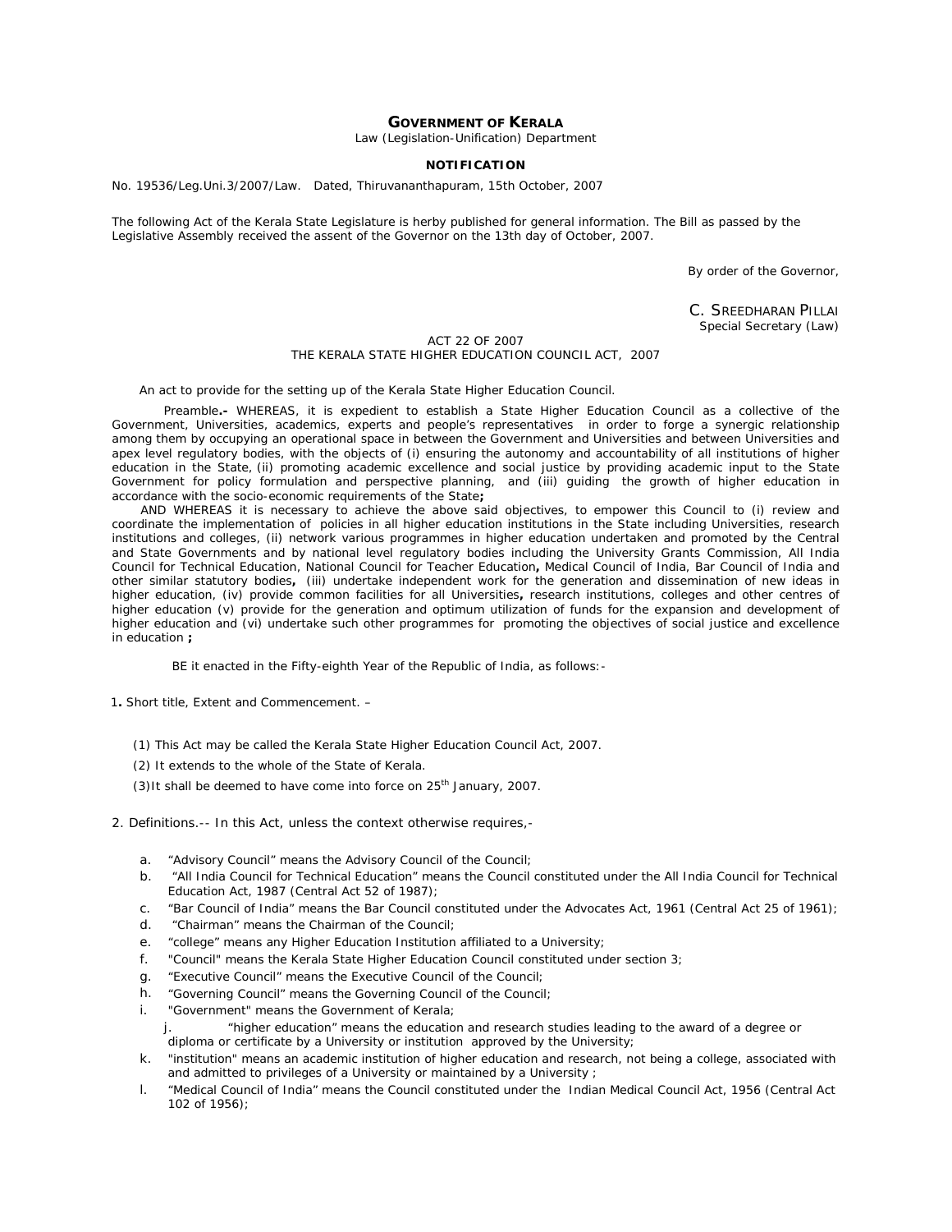# GOVERNMENT OF KERALA

Law (Legislation-Unification) Department

**NOTIFICATION**

No. 19536/Leg.Uni.3/2007/Law. Dated, Thiruvananthapuram, 15th October, 2007

The following Act of the Kerala State Legislature is herby published for general information. The Bill as passed by the Legislative Assembly received the assent of the Governor on the 13th day of October, 2007.

By order of the Governor,

C. SREEDHARAN PILLAI
Special Secretary (Law)

## ACT 22 OF 2007
## THE KERALA STATE HIGHER EDUCATION COUNCIL ACT, 2007

An act to provide for the setting up of the Kerala State Higher Education Council.

Preamble**.-** WHEREAS, it is expedient to establish a State Higher Education Council as a collective of the Government, Universities, academics, experts and people's representatives in order to forge a synergic relationship among them by occupying an operational space in between the Government and Universities and between Universities and apex level regulatory bodies, with the objects of (i) ensuring the autonomy and accountability of all institutions of higher education in the State, (ii) promoting academic excellence and social justice by providing academic input to the State Government for policy formulation and perspective planning, and (iii) guiding the growth of higher education in accordance with the socio-economic requirements of the State**;**

AND WHEREAS it is necessary to achieve the above said objectives, to empower this Council to (i) review and coordinate the implementation of policies in all higher education institutions in the State including Universities, research institutions and colleges, (ii) network various programmes in higher education undertaken and promoted by the Central and State Governments and by national level regulatory bodies including the University Grants Commission, All India Council for Technical Education, National Council for Teacher Education**,** Medical Council of India, Bar Council of India and other similar statutory bodies**,** (iii) undertake independent work for the generation and dissemination of new ideas in higher education, (iv) provide common facilities for all Universities**,** research institutions, colleges and other centres of higher education (v) provide for the generation and optimum utilization of funds for the expansion and development of higher education and (vi) undertake such other programmes for promoting the objectives of social justice and excellence in education **;**

BE it enacted in the Fifty-eighth Year of the Republic of India, as follows:-

**1.** Short title, Extent and Commencement. –

(1) This Act may be called the Kerala State Higher Education Council Act, 2007.

(2) It extends to the whole of the State of Kerala.

(3)It shall be deemed to have come into force on 25th January, 2007.

2. Definitions.-- In this Act, unless the context otherwise requires,-

a. "Advisory Council" means the Advisory Council of the Council;
b. "All India Council for Technical Education" means the Council constituted under the All India Council for Technical Education Act, 1987 (Central Act 52 of 1987);
c. "Bar Council of India" means the Bar Council constituted under the Advocates Act, 1961 (Central Act 25 of 1961);
d. "Chairman" means the Chairman of the Council;
e. "college" means any Higher Education Institution affiliated to a University;
f. "Council" means the Kerala State Higher Education Council constituted under section 3;
g. "Executive Council" means the Executive Council of the Council;
h. "Governing Council" means the Governing Council of the Council;
i. "Government" means the Government of Kerala;
j. "higher education" means the education and research studies leading to the award of a degree or diploma or certificate by a University or institution approved by the University;
k. "institution" means an academic institution of higher education and research, not being a college, associated with and admitted to privileges of a University or maintained by a University ;
l. "Medical Council of India" means the Council constituted under the Indian Medical Council Act, 1956 (Central Act 102 of 1956);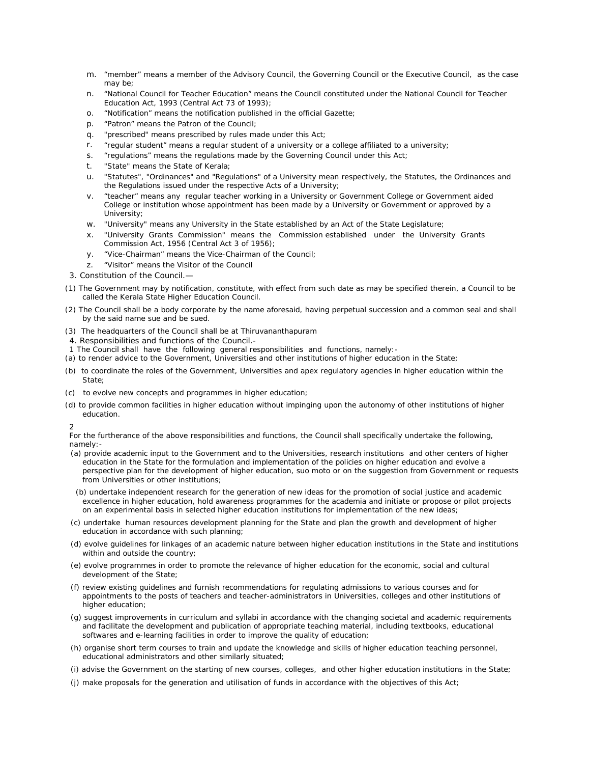m. "member" means a member of the Advisory Council, the Governing Council or the Executive Council, as the case may be;

n. "National Council for Teacher Education" means the Council constituted under the National Council for Teacher Education Act, 1993 (Central Act 73 of 1993);

o. "Notification" means the notification published in the official Gazette;

p. "Patron" means the Patron of the Council;

q. "prescribed" means prescribed by rules made under this Act;

r. "regular student" means a regular student of a university or a college affiliated to a university;

s. "regulations" means the regulations made by the Governing Council under this Act;

t. "State" means the State of Kerala;

u. "Statutes", "Ordinances" and "Regulations" of a University mean respectively, the Statutes, the Ordinances and the Regulations issued under the respective Acts of a University;

v. "teacher" means any regular teacher working in a University or Government College or Government aided College or institution whose appointment has been made by a University or Government or approved by a University;

w. "University" means any University in the State established by an Act of the State Legislature;

x. "University Grants Commission" means the Commission established under the University Grants Commission Act, 1956 (Central Act 3 of 1956);

y. "Vice-Chairman" means the Vice-Chairman of the Council;

z. "Visitor" means the Visitor of the Council

3. Constitution of the Council.—

(1) The Government may by notification, constitute, with effect from such date as may be specified therein, a Council to be called the Kerala State Higher Education Council.

(2) The Council shall be a body corporate by the name aforesaid, having perpetual succession and a common seal and shall by the said name sue and be sued.

(3) The headquarters of the Council shall be at Thiruvananthapuram

4. Responsibilities and functions of the Council.-

1 The Council shall have the following general responsibilities and functions, namely:-

(a) to render advice to the Government, Universities and other institutions of higher education in the State;

(b) to coordinate the roles of the Government, Universities and apex regulatory agencies in higher education within the State;

(c) to evolve new concepts and programmes in higher education;

(d) to provide common facilities in higher education without impinging upon the autonomy of other institutions of higher education.

2

For the furtherance of the above responsibilities and functions, the Council shall specifically undertake the following, namely:-

(a) provide academic input to the Government and to the Universities, research institutions and other centers of higher education in the State for the formulation and implementation of the policies on higher education and evolve a perspective plan for the development of higher education, suo moto or on the suggestion from Government or requests from Universities or other institutions;

(b) undertake independent research for the generation of new ideas for the promotion of social justice and academic excellence in higher education, hold awareness programmes for the academia and initiate or propose or pilot projects on an experimental basis in selected higher education institutions for implementation of the new ideas;

(c) undertake human resources development planning for the State and plan the growth and development of higher education in accordance with such planning;

(d) evolve guidelines for linkages of an academic nature between higher education institutions in the State and institutions within and outside the country;

(e) evolve programmes in order to promote the relevance of higher education for the economic, social and cultural development of the State;

(f) review existing guidelines and furnish recommendations for regulating admissions to various courses and for appointments to the posts of teachers and teacher-administrators in Universities, colleges and other institutions of higher education;

(g) suggest improvements in curriculum and syllabi in accordance with the changing societal and academic requirements and facilitate the development and publication of appropriate teaching material, including textbooks, educational softwares and e-learning facilities in order to improve the quality of education;

(h) organise short term courses to train and update the knowledge and skills of higher education teaching personnel, educational administrators and other similarly situated;

(i) advise the Government on the starting of new courses, colleges, and other higher education institutions in the State;

(j) make proposals for the generation and utilisation of funds in accordance with the objectives of this Act;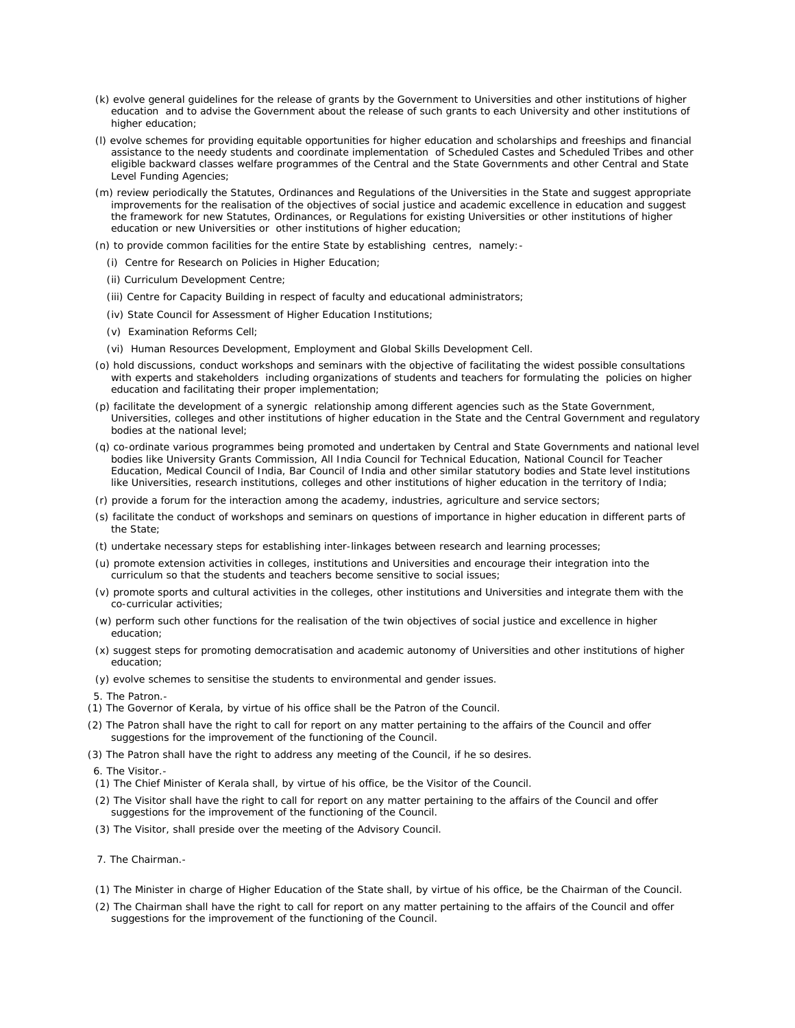(k) evolve general guidelines for the release of grants by the Government to Universities and other institutions of higher education and to advise the Government about the release of such grants to each University and other institutions of higher education;

(l) evolve schemes for providing equitable opportunities for higher education and scholarships and freeships and financial assistance to the needy students and coordinate implementation of Scheduled Castes and Scheduled Tribes and other eligible backward classes welfare programmes of the Central and the State Governments and other Central and State Level Funding Agencies;

(m) review periodically the Statutes, Ordinances and Regulations of the Universities in the State and suggest appropriate improvements for the realisation of the objectives of social justice and academic excellence in education and suggest the framework for new Statutes, Ordinances, or Regulations for existing Universities or other institutions of higher education or new Universities or other institutions of higher education;

(n) to provide common facilities for the entire State by establishing centres, namely:-

(i) Centre for Research on Policies in Higher Education;

(ii) Curriculum Development Centre;

(iii) Centre for Capacity Building in respect of faculty and educational administrators;

(iv) State Council for Assessment of Higher Education Institutions;

(v) Examination Reforms Cell;

(vi) Human Resources Development, Employment and Global Skills Development Cell.

(o) hold discussions, conduct workshops and seminars with the objective of facilitating the widest possible consultations with experts and stakeholders including organizations of students and teachers for formulating the policies on higher education and facilitating their proper implementation;

(p) facilitate the development of a synergic relationship among different agencies such as the State Government, Universities, colleges and other institutions of higher education in the State and the Central Government and regulatory bodies at the national level;

(q) co-ordinate various programmes being promoted and undertaken by Central and State Governments and national level bodies like University Grants Commission, All India Council for Technical Education, National Council for Teacher Education, Medical Council of India, Bar Council of India and other similar statutory bodies and State level institutions like Universities, research institutions, colleges and other institutions of higher education in the territory of India;

(r) provide a forum for the interaction among the academy, industries, agriculture and service sectors;

(s) facilitate the conduct of workshops and seminars on questions of importance in higher education in different parts of the State;

(t) undertake necessary steps for establishing inter-linkages between research and learning processes;

(u) promote extension activities in colleges, institutions and Universities and encourage their integration into the curriculum so that the students and teachers become sensitive to social issues;

(v) promote sports and cultural activities in the colleges, other institutions and Universities and integrate them with the co-curricular activities;

(w) perform such other functions for the realisation of the twin objectives of social justice and excellence in higher education;

(x) suggest steps for promoting democratisation and academic autonomy of Universities and other institutions of higher education;

(y) evolve schemes to sensitise the students to environmental and gender issues.

5. The Patron.-

(1) The Governor of Kerala, by virtue of his office shall be the Patron of the Council.

(2) The Patron shall have the right to call for report on any matter pertaining to the affairs of the Council and offer suggestions for the improvement of the functioning of the Council.

(3) The Patron shall have the right to address any meeting of the Council, if he so desires.

6. The Visitor.-

(1) The Chief Minister of Kerala shall, by virtue of his office, be the Visitor of the Council.

(2) The Visitor shall have the right to call for report on any matter pertaining to the affairs of the Council and offer suggestions for the improvement of the functioning of the Council.

(3) The Visitor, shall preside over the meeting of the Advisory Council.

7. The Chairman.-

(1) The Minister in charge of Higher Education of the State shall, by virtue of his office, be the Chairman of the Council.

(2) The Chairman shall have the right to call for report on any matter pertaining to the affairs of the Council and offer suggestions for the improvement of the functioning of the Council.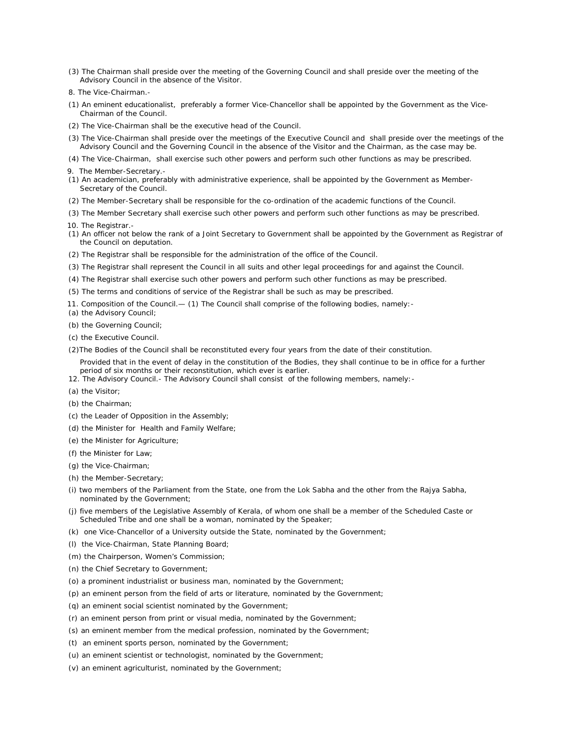(3) The Chairman shall preside over the meeting of the Governing Council and shall preside over the meeting of the Advisory Council in the absence of the Visitor.

8. The Vice-Chairman.-

(1) An eminent educationalist, preferably a former Vice-Chancellor shall be appointed by the Government as the Vice-Chairman of the Council.

(2) The Vice-Chairman shall be the executive head of the Council.

(3) The Vice-Chairman shall preside over the meetings of the Executive Council and shall preside over the meetings of the Advisory Council and the Governing Council in the absence of the Visitor and the Chairman, as the case may be.

(4) The Vice-Chairman, shall exercise such other powers and perform such other functions as may be prescribed.

9. The Member-Secretary.-

(1) An academician, preferably with administrative experience, shall be appointed by the Government as Member-Secretary of the Council.

(2) The Member-Secretary shall be responsible for the co-ordination of the academic functions of the Council.

(3) The Member Secretary shall exercise such other powers and perform such other functions as may be prescribed.

10. The Registrar.-

(1) An officer not below the rank of a Joint Secretary to Government shall be appointed by the Government as Registrar of the Council on deputation.

(2) The Registrar shall be responsible for the administration of the office of the Council.

(3) The Registrar shall represent the Council in all suits and other legal proceedings for and against the Council.

(4) The Registrar shall exercise such other powers and perform such other functions as may be prescribed.

(5) The terms and conditions of service of the Registrar shall be such as may be prescribed.

11. Composition of the Council.— (1) The Council shall comprise of the following bodies, namely:-

(a) the Advisory Council;

(b) the Governing Council;

(c) the Executive Council.

(2)The Bodies of the Council shall be reconstituted every four years from the date of their constitution.

Provided that in the event of delay in the constitution of the Bodies, they shall continue to be in office for a further period of six months or their reconstitution, which ever is earlier.

12. The Advisory Council.- The Advisory Council shall consist of the following members, namely:-

(a) the Visitor;

(b) the Chairman;

(c) the Leader of Opposition in the Assembly;

(d) the Minister for Health and Family Welfare;

(e) the Minister for Agriculture;

(f) the Minister for Law;

(g) the Vice-Chairman;

(h) the Member-Secretary;

(i) two members of the Parliament from the State, one from the Lok Sabha and the other from the Rajya Sabha, nominated by the Government;

(j) five members of the Legislative Assembly of Kerala, of whom one shall be a member of the Scheduled Caste or Scheduled Tribe and one shall be a woman, nominated by the Speaker;

(k) one Vice-Chancellor of a University outside the State, nominated by the Government;

(l) the Vice-Chairman, State Planning Board;

(m) the Chairperson, Women's Commission;

(n) the Chief Secretary to Government;

(o) a prominent industrialist or business man, nominated by the Government;

(p) an eminent person from the field of arts or literature, nominated by the Government;

(q) an eminent social scientist nominated by the Government;

(r) an eminent person from print or visual media, nominated by the Government;

(s) an eminent member from the medical profession, nominated by the Government;

(t) an eminent sports person, nominated by the Government;

(u) an eminent scientist or technologist, nominated by the Government;

(v) an eminent agriculturist, nominated by the Government;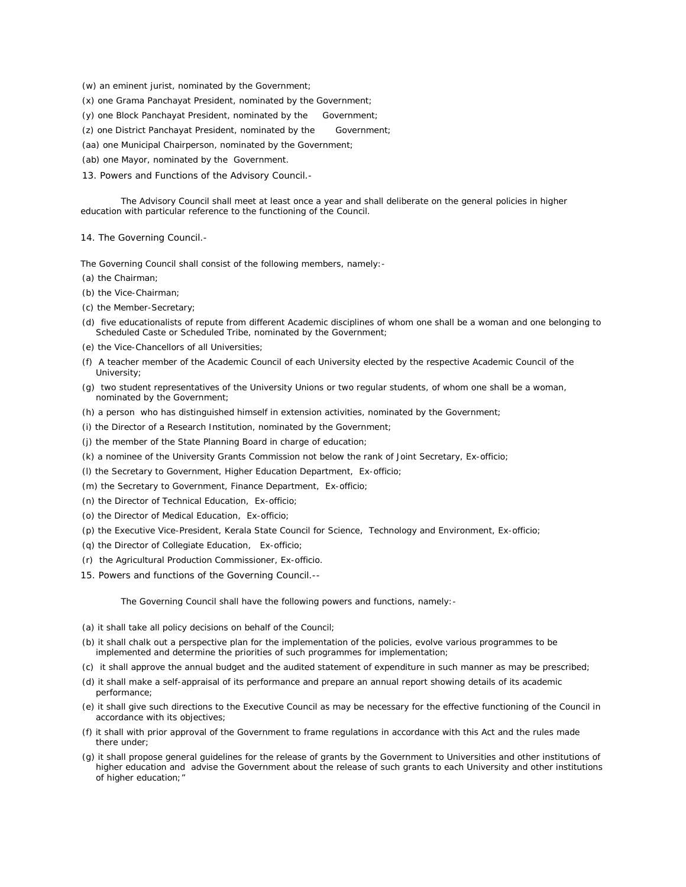(w) an eminent jurist, nominated by the Government;

(x) one Grama Panchayat President, nominated by the Government;

(y) one Block Panchayat President, nominated by the Government;

(z) one District Panchayat President, nominated by the Government;

(aa) one Municipal Chairperson, nominated by the Government;

(ab) one Mayor, nominated by the Government.

13. Powers and Functions of the Advisory Council.-

The Advisory Council shall meet at least once a year and shall deliberate on the general policies in higher education with particular reference to the functioning of the Council.

14. The Governing Council.-

The Governing Council shall consist of the following members, namely:-

(a) the Chairman;

(b) the Vice-Chairman;

(c) the Member-Secretary;

(d) five educationalists of repute from different Academic disciplines of whom one shall be a woman and one belonging to Scheduled Caste or Scheduled Tribe, nominated by the Government;

(e) the Vice-Chancellors of all Universities;

(f) A teacher member of the Academic Council of each University elected by the respective Academic Council of the University;

(g) two student representatives of the University Unions or two regular students, of whom one shall be a woman, nominated by the Government;

(h) a person who has distinguished himself in extension activities, nominated by the Government;

(i) the Director of a Research Institution, nominated by the Government;

(j) the member of the State Planning Board in charge of education;

(k) a nominee of the University Grants Commission not below the rank of Joint Secretary, Ex-officio;

(l) the Secretary to Government, Higher Education Department, Ex-officio;

(m) the Secretary to Government, Finance Department, Ex-officio;

(n) the Director of Technical Education, Ex-officio;

(o) the Director of Medical Education, Ex-officio;

(p) the Executive Vice-President, Kerala State Council for Science, Technology and Environment, Ex-officio;

(q) the Director of Collegiate Education, Ex-officio;

(r) the Agricultural Production Commissioner, Ex-officio.

15. Powers and functions of the Governing Council.--

The Governing Council shall have the following powers and functions, namely:-

(a) it shall take all policy decisions on behalf of the Council;

(b) it shall chalk out a perspective plan for the implementation of the policies, evolve various programmes to be implemented and determine the priorities of such programmes for implementation;

(c) it shall approve the annual budget and the audited statement of expenditure in such manner as may be prescribed;

(d) it shall make a self-appraisal of its performance and prepare an annual report showing details of its academic performance;

(e) it shall give such directions to the Executive Council as may be necessary for the effective functioning of the Council in accordance with its objectives;

(f) it shall with prior approval of the Government to frame regulations in accordance with this Act and the rules made there under;

(g) it shall propose general guidelines for the release of grants by the Government to Universities and other institutions of higher education and advise the Government about the release of such grants to each University and other institutions of higher education;"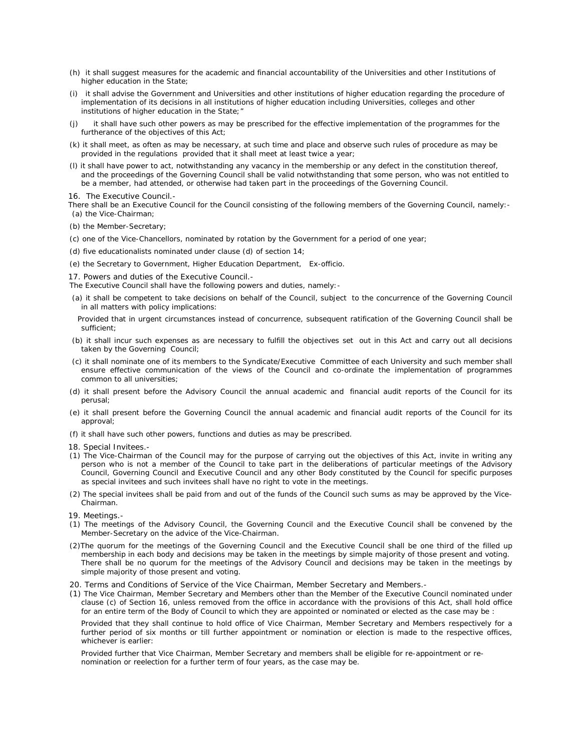(h) it shall suggest measures for the academic and financial accountability of the Universities and other Institutions of higher education in the State;

(i) it shall advise the Government and Universities and other institutions of higher education regarding the procedure of implementation of its decisions in all institutions of higher education including Universities, colleges and other institutions of higher education in the State;"

(j) it shall have such other powers as may be prescribed for the effective implementation of the programmes for the furtherance of the objectives of this Act;

(k) it shall meet, as often as may be necessary, at such time and place and observe such rules of procedure as may be provided in the regulations provided that it shall meet at least twice a year;

(l) it shall have power to act, notwithstanding any vacancy in the membership or any defect in the constitution thereof, and the proceedings of the Governing Council shall be valid notwithstanding that some person, who was not entitled to be a member, had attended, or otherwise had taken part in the proceedings of the Governing Council.

16. The Executive Council.-

There shall be an Executive Council for the Council consisting of the following members of the Governing Council, namely:-

(a) the Vice-Chairman;

(b) the Member-Secretary;

(c) one of the Vice-Chancellors, nominated by rotation by the Government for a period of one year;

(d) five educationalists nominated under clause (d) of section 14;

(e) the Secretary to Government, Higher Education Department, Ex-officio.

17. Powers and duties of the Executive Council.-

The Executive Council shall have the following powers and duties, namely:-

(a) it shall be competent to take decisions on behalf of the Council, subject to the concurrence of the Governing Council in all matters with policy implications:

Provided that in urgent circumstances instead of concurrence, subsequent ratification of the Governing Council shall be sufficient;

(b) it shall incur such expenses as are necessary to fulfill the objectives set out in this Act and carry out all decisions taken by the Governing Council;

(c) it shall nominate one of its members to the Syndicate/Executive Committee of each University and such member shall ensure effective communication of the views of the Council and co-ordinate the implementation of programmes common to all universities;

(d) it shall present before the Advisory Council the annual academic and financial audit reports of the Council for its perusal;

(e) it shall present before the Governing Council the annual academic and financial audit reports of the Council for its approval;

(f) it shall have such other powers, functions and duties as may be prescribed.

18. Special Invitees.-

(1) The Vice-Chairman of the Council may for the purpose of carrying out the objectives of this Act, invite in writing any person who is not a member of the Council to take part in the deliberations of particular meetings of the Advisory Council, Governing Council and Executive Council and any other Body constituted by the Council for specific purposes as special invitees and such invitees shall have no right to vote in the meetings.

(2) The special invitees shall be paid from and out of the funds of the Council such sums as may be approved by the Vice-Chairman.

19. Meetings.-

(1) The meetings of the Advisory Council, the Governing Council and the Executive Council shall be convened by the Member-Secretary on the advice of the Vice-Chairman.

(2)The quorum for the meetings of the Governing Council and the Executive Council shall be one third of the filled up membership in each body and decisions may be taken in the meetings by simple majority of those present and voting. There shall be no quorum for the meetings of the Advisory Council and decisions may be taken in the meetings by simple majority of those present and voting.

20. Terms and Conditions of Service of the Vice Chairman, Member Secretary and Members.-

(1) The Vice Chairman, Member Secretary and Members other than the Member of the Executive Council nominated under clause (c) of Section 16, unless removed from the office in accordance with the provisions of this Act, shall hold office for an entire term of the Body of Council to which they are appointed or nominated or elected as the case may be :

Provided that they shall continue to hold office of Vice Chairman, Member Secretary and Members respectively for a further period of six months or till further appointment or nomination or election is made to the respective offices, whichever is earlier:

Provided further that Vice Chairman, Member Secretary and members shall be eligible for re-appointment or re-nomination or reelection for a further term of four years, as the case may be.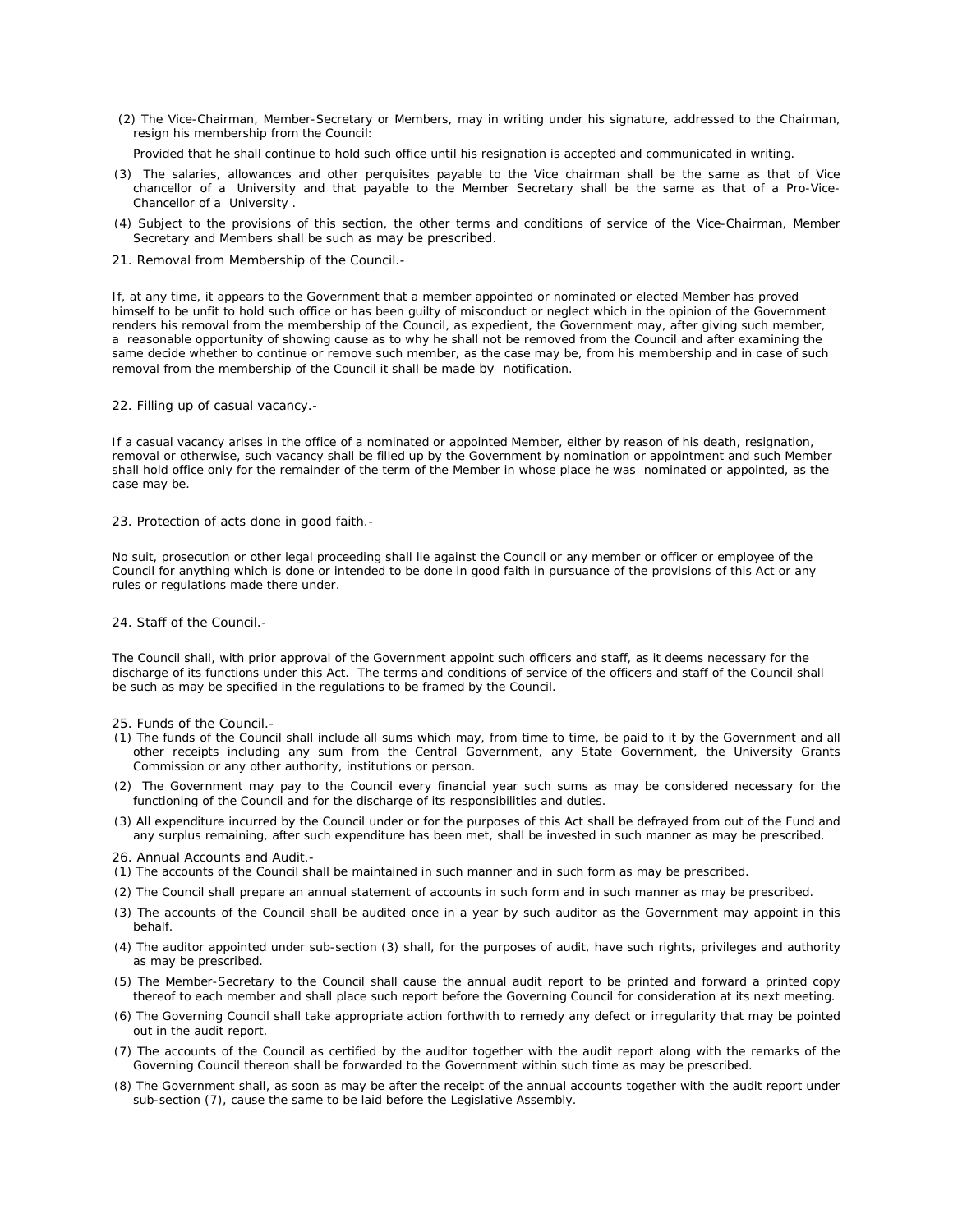(2) The Vice-Chairman, Member-Secretary or Members, may in writing under his signature, addressed to the Chairman, resign his membership from the Council:

Provided that he shall continue to hold such office until his resignation is accepted and communicated in writing.

(3) The salaries, allowances and other perquisites payable to the Vice chairman shall be the same as that of Vice chancellor of a University and that payable to the Member Secretary shall be the same as that of a Pro-Vice-Chancellor of a University .

(4) Subject to the provisions of this section, the other terms and conditions of service of the Vice-Chairman, Member Secretary and Members shall be such as may be prescribed.

21. Removal from Membership of the Council.-

If, at any time, it appears to the Government that a member appointed or nominated or elected Member has proved himself to be unfit to hold such office or has been guilty of misconduct or neglect which in the opinion of the Government renders his removal from the membership of the Council, as expedient, the Government may, after giving such member, a reasonable opportunity of showing cause as to why he shall not be removed from the Council and after examining the same decide whether to continue or remove such member, as the case may be, from his membership and in case of such removal from the membership of the Council it shall be made by notification.

22. Filling up of casual vacancy.-

If a casual vacancy arises in the office of a nominated or appointed Member, either by reason of his death, resignation, removal or otherwise, such vacancy shall be filled up by the Government by nomination or appointment and such Member shall hold office only for the remainder of the term of the Member in whose place he was nominated or appointed, as the case may be.

23. Protection of acts done in good faith.-

No suit, prosecution or other legal proceeding shall lie against the Council or any member or officer or employee of the Council for anything which is done or intended to be done in good faith in pursuance of the provisions of this Act or any rules or regulations made there under.

24. Staff of the Council.-

The Council shall, with prior approval of the Government appoint such officers and staff, as it deems necessary for the discharge of its functions under this Act. The terms and conditions of service of the officers and staff of the Council shall be such as may be specified in the regulations to be framed by the Council.

25. Funds of the Council.-

(1) The funds of the Council shall include all sums which may, from time to time, be paid to it by the Government and all other receipts including any sum from the Central Government, any State Government, the University Grants Commission or any other authority, institutions or person.

(2) The Government may pay to the Council every financial year such sums as may be considered necessary for the functioning of the Council and for the discharge of its responsibilities and duties.

(3) All expenditure incurred by the Council under or for the purposes of this Act shall be defrayed from out of the Fund and any surplus remaining, after such expenditure has been met, shall be invested in such manner as may be prescribed.

26. Annual Accounts and Audit.-

(1) The accounts of the Council shall be maintained in such manner and in such form as may be prescribed.

(2) The Council shall prepare an annual statement of accounts in such form and in such manner as may be prescribed.

(3) The accounts of the Council shall be audited once in a year by such auditor as the Government may appoint in this behalf.

(4) The auditor appointed under sub-section (3) shall, for the purposes of audit, have such rights, privileges and authority as may be prescribed.

(5) The Member-Secretary to the Council shall cause the annual audit report to be printed and forward a printed copy thereof to each member and shall place such report before the Governing Council for consideration at its next meeting.

(6) The Governing Council shall take appropriate action forthwith to remedy any defect or irregularity that may be pointed out in the audit report.

(7) The accounts of the Council as certified by the auditor together with the audit report along with the remarks of the Governing Council thereon shall be forwarded to the Government within such time as may be prescribed.

(8) The Government shall, as soon as may be after the receipt of the annual accounts together with the audit report under sub-section (7), cause the same to be laid before the Legislative Assembly.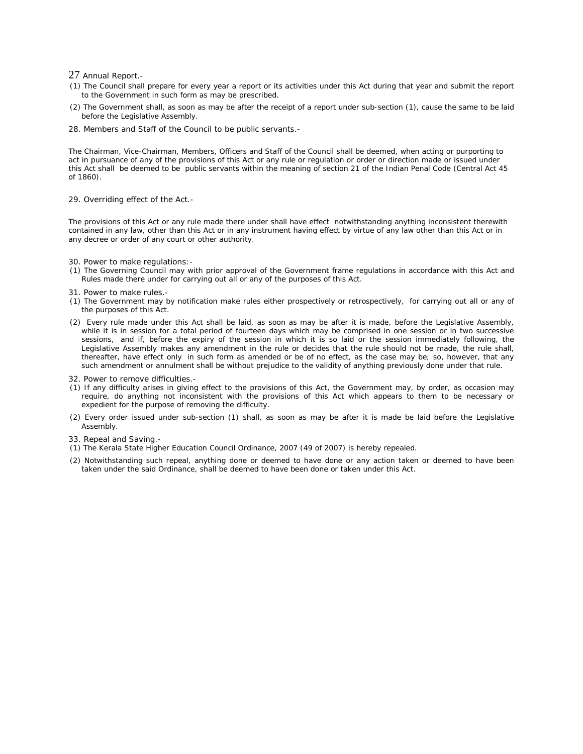27 Annual Report.-

(1) The Council shall prepare for every year a report or its activities under this Act during that year and submit the report to the Government in such form as may be prescribed.

(2) The Government shall, as soon as may be after the receipt of a report under sub-section (1), cause the same to be laid before the Legislative Assembly.

28. Members and Staff of the Council to be public servants.-

The Chairman, Vice-Chairman, Members, Officers and Staff of the Council shall be deemed, when acting or purporting to act in pursuance of any of the provisions of this Act or any rule or regulation or order or direction made or issued under this Act shall be deemed to be public servants within the meaning of section 21 of the Indian Penal Code (Central Act 45 of 1860).

29. Overriding effect of the Act.-

The provisions of this Act or any rule made there under shall have effect notwithstanding anything inconsistent therewith contained in any law, other than this Act or in any instrument having effect by virtue of any law other than this Act or in any decree or order of any court or other authority.

30. Power to make regulations:-

(1) The Governing Council may with prior approval of the Government frame regulations in accordance with this Act and Rules made there under for carrying out all or any of the purposes of this Act.

31. Power to make rules.-

(1) The Government may by notification make rules either prospectively or retrospectively, for carrying out all or any of the purposes of this Act.

(2) Every rule made under this Act shall be laid, as soon as may be after it is made, before the Legislative Assembly, while it is in session for a total period of fourteen days which may be comprised in one session or in two successive sessions, and if, before the expiry of the session in which it is so laid or the session immediately following, the Legislative Assembly makes any amendment in the rule or decides that the rule should not be made, the rule shall, thereafter, have effect only in such form as amended or be of no effect, as the case may be; so, however, that any such amendment or annulment shall be without prejudice to the validity of anything previously done under that rule.

32. Power to remove difficulties.-

(1) If any difficulty arises in giving effect to the provisions of this Act, the Government may, by order, as occasion may require, do anything not inconsistent with the provisions of this Act which appears to them to be necessary or expedient for the purpose of removing the difficulty.

(2) Every order issued under sub-section (1) shall, as soon as may be after it is made be laid before the Legislative Assembly.

33. Repeal and Saving.-

(1) The Kerala State Higher Education Council Ordinance, 2007 (49 of 2007) is hereby repealed.

(2) Notwithstanding such repeal, anything done or deemed to have done or any action taken or deemed to have been taken under the said Ordinance, shall be deemed to have been done or taken under this Act.